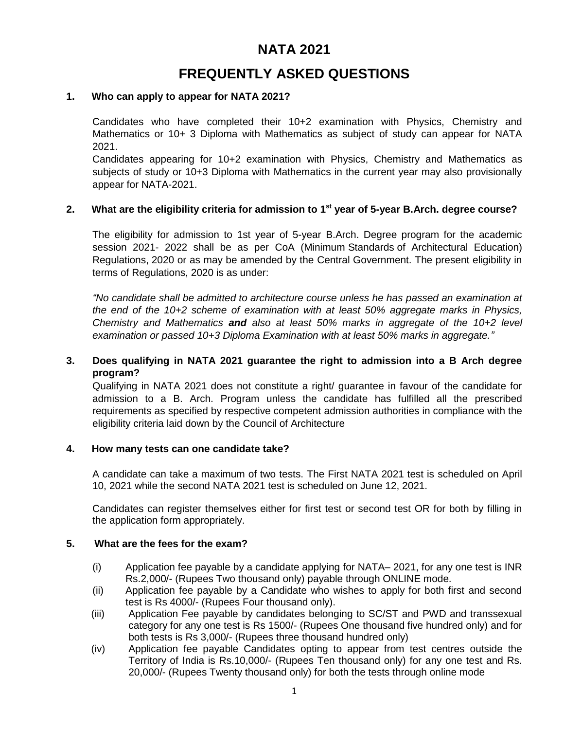# NATA 2021

# FREQUENTLY ASKED QUESTIONS

### 1. Who can apply to appear for NATA 2021?

Candidates who have completed their 10+2 examination with Physics, Chemistry and Mathematics or 10+ 3 Diploma with Mathematics as subject of study can appear for NATA 2021.

Candidates appearing for 10+2 examination with Physics, Chemistry and Mathematics as subjects of study or 10+3 Diploma with Mathematics in the current year may also provisionally appear for NATA-2021.

### 2. What are the eligibility criteria for admission to 1st year of 5-year B.Arch. degree course?

The eligibility for admission to 1st year of 5-year B.Arch. Degree program for the academic session 2021- 2022 shall be as per CoA (Minimum Standards of Architectural Education) Regulations, 2020 or as may be amended by the Central Government. The present eligibility in terms of Regulations, 2020 is as under:

*"No candidate shall be admitted to architecture course unless he has passed an examination at the end of the 10+2 scheme of examination with at least 50% aggregate marks in Physics, Chemistry and Mathematics **and** also at least 50% marks in aggregate of the 10+2 level examination or passed 10+3 Diploma Examination with at least 50% marks in aggregate."*

### 3. Does qualifying in NATA 2021 guarantee the right to admission into a B Arch degree program?

Qualifying in NATA 2021 does not constitute a right/ guarantee in favour of the candidate for admission to a B. Arch. Program unless the candidate has fulfilled all the prescribed requirements as specified by respective competent admission authorities in compliance with the eligibility criteria laid down by the Council of Architecture

### 4. How many tests can one candidate take?

A candidate can take a maximum of two tests. The First NATA 2021 test is scheduled on April 10, 2021 while the second NATA 2021 test is scheduled on June 12, 2021.

Candidates can register themselves either for first test or second test OR for both by filling in the application form appropriately.

### 5. What are the fees for the exam?

(i) Application fee payable by a candidate applying for NATA– 2021, for any one test is INR Rs.2,000/- (Rupees Two thousand only) payable through ONLINE mode.

(ii) Application fee payable by a Candidate who wishes to apply for both first and second test is Rs 4000/- (Rupees Four thousand only).

(iii) Application Fee payable by candidates belonging to SC/ST and PWD and transsexual category for any one test is Rs 1500/- (Rupees One thousand five hundred only) and for both tests is Rs 3,000/- (Rupees three thousand hundred only)

(iv) Application fee payable Candidates opting to appear from test centres outside the Territory of India is Rs.10,000/- (Rupees Ten thousand only) for any one test and Rs. 20,000/- (Rupees Twenty thousand only) for both the tests through online mode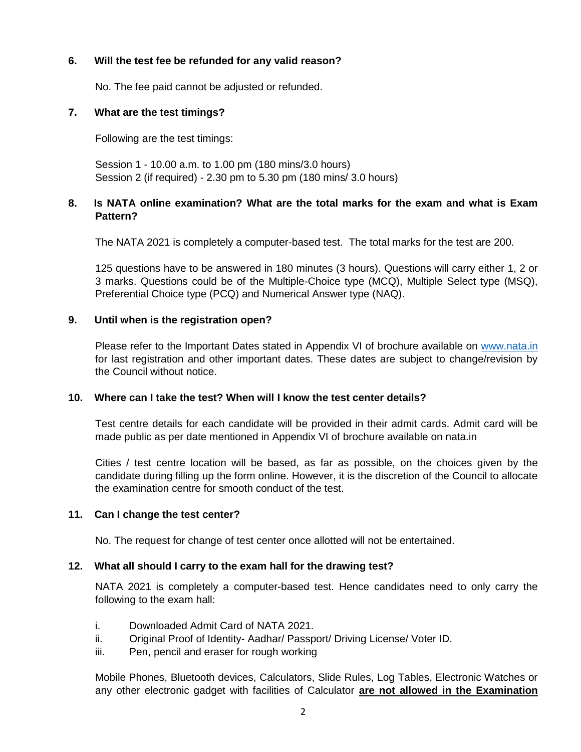**6. Will the test fee be refunded for any valid reason?**

No. The fee paid cannot be adjusted or refunded.

**7. What are the test timings?**

Following are the test timings:

Session 1 - 10.00 a.m. to 1.00 pm (180 mins/3.0 hours)
Session 2 (if required) - 2.30 pm to 5.30 pm (180 mins/ 3.0 hours)

**8. Is NATA online examination? What are the total marks for the exam and what is Exam Pattern?**

The NATA 2021 is completely a computer-based test. The total marks for the test are 200.

125 questions have to be answered in 180 minutes (3 hours). Questions will carry either 1, 2 or 3 marks. Questions could be of the Multiple-Choice type (MCQ), Multiple Select type (MSQ), Preferential Choice type (PCQ) and Numerical Answer type (NAQ).

**9. Until when is the registration open?**

Please refer to the Important Dates stated in Appendix VI of brochure available on [www.nata.in](http://www.nata.in) for last registration and other important dates. These dates are subject to change/revision by the Council without notice.

**10. Where can I take the test? When will I know the test center details?**

Test centre details for each candidate will be provided in their admit cards. Admit card will be made public as per date mentioned in Appendix VI of brochure available on nata.in

Cities / test centre location will be based, as far as possible, on the choices given by the candidate during filling up the form online. However, it is the discretion of the Council to allocate the examination centre for smooth conduct of the test.

**11. Can I change the test center?**

No. The request for change of test center once allotted will not be entertained.

**12. What all should I carry to the exam hall for the drawing test?**

NATA 2021 is completely a computer-based test. Hence candidates need to only carry the following to the exam hall:

i. Downloaded Admit Card of NATA 2021.
ii. Original Proof of Identity- Aadhar/ Passport/ Driving License/ Voter ID.
iii. Pen, pencil and eraser for rough working

Mobile Phones, Bluetooth devices, Calculators, Slide Rules, Log Tables, Electronic Watches or any other electronic gadget with facilities of Calculator **are not allowed in the Examination**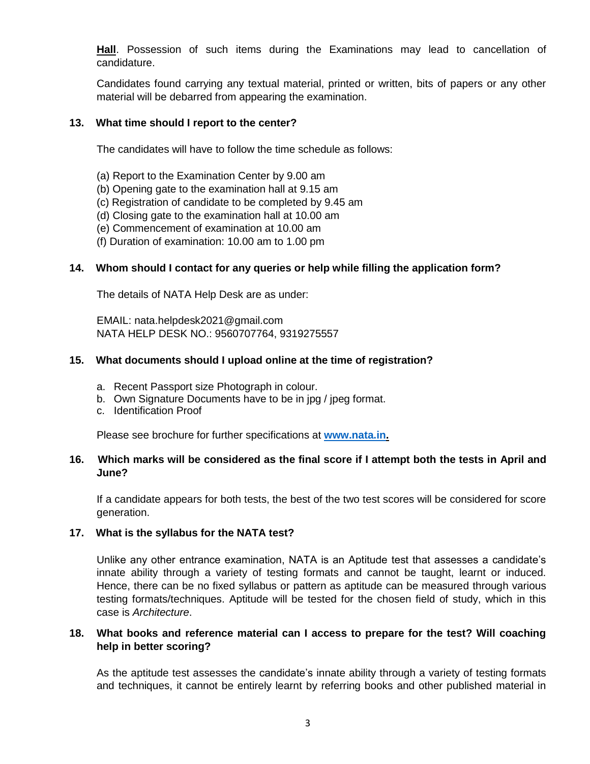**Hall**. Possession of such items during the Examinations may lead to cancellation of candidature.

Candidates found carrying any textual material, printed or written, bits of papers or any other material will be debarred from appearing the examination.

**13. What time should I report to the center?**

The candidates will have to follow the time schedule as follows:

(a) Report to the Examination Center by 9.00 am
(b) Opening gate to the examination hall at 9.15 am
(c) Registration of candidate to be completed by 9.45 am
(d) Closing gate to the examination hall at 10.00 am
(e) Commencement of examination at 10.00 am
(f) Duration of examination: 10.00 am to 1.00 pm

**14. Whom should I contact for any queries or help while filling the application form?**

The details of NATA Help Desk are as under:

EMAIL: nata.helpdesk2021@gmail.com
NATA HELP DESK NO.: 9560707764, 9319275557

**15. What documents should I upload online at the time of registration?**

a. Recent Passport size Photograph in colour.
b. Own Signature Documents have to be in jpg / jpeg format.
c. Identification Proof

Please see brochure for further specifications at [www.nata.in](http://www.nata.in).

**16. Which marks will be considered as the final score if I attempt both the tests in April and June?**

If a candidate appears for both tests, the best of the two test scores will be considered for score generation.

**17. What is the syllabus for the NATA test?**

Unlike any other entrance examination, NATA is an Aptitude test that assesses a candidate's innate ability through a variety of testing formats and cannot be taught, learnt or induced. Hence, there can be no fixed syllabus or pattern as aptitude can be measured through various testing formats/techniques. Aptitude will be tested for the chosen field of study, which in this case is *Architecture*.

**18. What books and reference material can I access to prepare for the test? Will coaching help in better scoring?**

As the aptitude test assesses the candidate's innate ability through a variety of testing formats and techniques, it cannot be entirely learnt by referring books and other published material in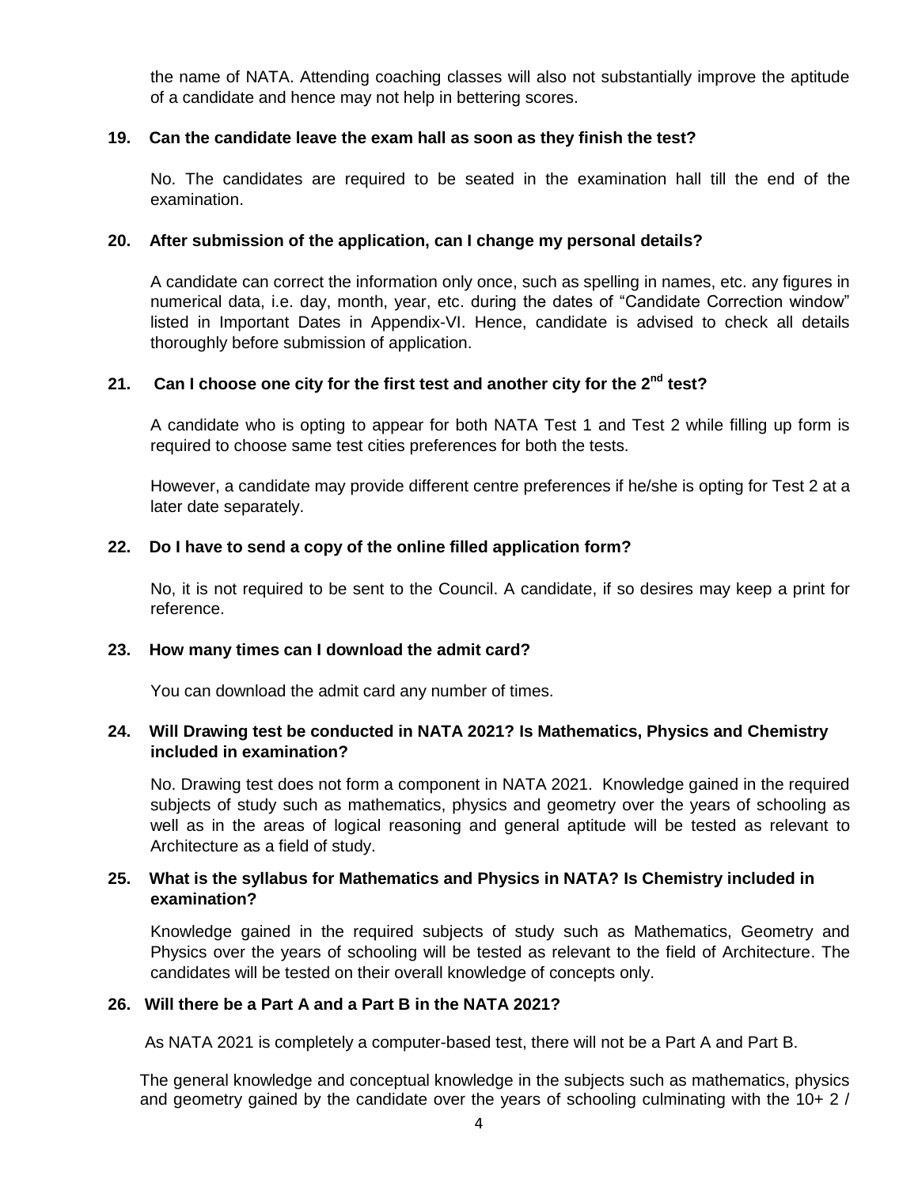the name of NATA. Attending coaching classes will also not substantially improve the aptitude of a candidate and hence may not help in bettering scores.

**19. Can the candidate leave the exam hall as soon as they finish the test?**

No. The candidates are required to be seated in the examination hall till the end of the examination.

**20. After submission of the application, can I change my personal details?**

A candidate can correct the information only once, such as spelling in names, etc. any figures in numerical data, i.e. day, month, year, etc. during the dates of "Candidate Correction window" listed in Important Dates in Appendix-VI. Hence, candidate is advised to check all details thoroughly before submission of application.

**21. Can I choose one city for the first test and another city for the 2nd test?**

A candidate who is opting to appear for both NATA Test 1 and Test 2 while filling up form is required to choose same test cities preferences for both the tests.

However, a candidate may provide different centre preferences if he/she is opting for Test 2 at a later date separately.

**22. Do I have to send a copy of the online filled application form?**

No, it is not required to be sent to the Council. A candidate, if so desires may keep a print for reference.

**23. How many times can I download the admit card?**

You can download the admit card any number of times.

**24. Will Drawing test be conducted in NATA 2021? Is Mathematics, Physics and Chemistry included in examination?**

No. Drawing test does not form a component in NATA 2021. Knowledge gained in the required subjects of study such as mathematics, physics and geometry over the years of schooling as well as in the areas of logical reasoning and general aptitude will be tested as relevant to Architecture as a field of study.

**25. What is the syllabus for Mathematics and Physics in NATA? Is Chemistry included in examination?**

Knowledge gained in the required subjects of study such as Mathematics, Geometry and Physics over the years of schooling will be tested as relevant to the field of Architecture. The candidates will be tested on their overall knowledge of concepts only.

**26. Will there be a Part A and a Part B in the NATA 2021?**

As NATA 2021 is completely a computer-based test, there will not be a Part A and Part B.

The general knowledge and conceptual knowledge in the subjects such as mathematics, physics and geometry gained by the candidate over the years of schooling culminating with the 10+ 2 /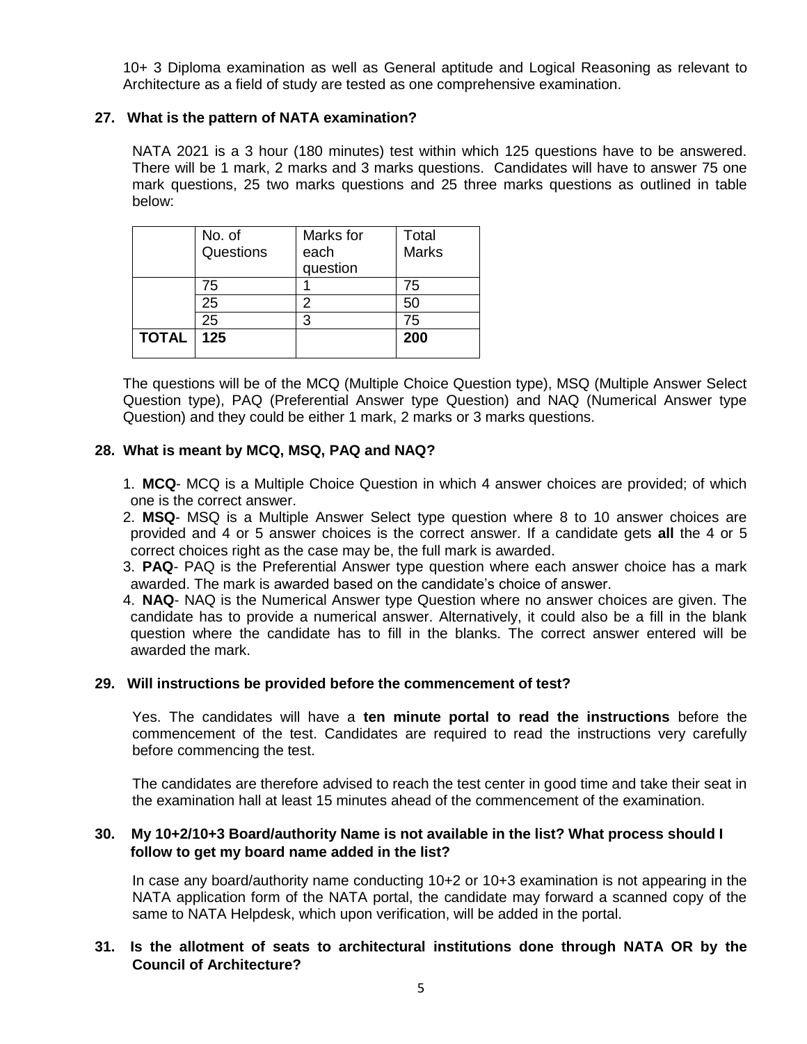10+ 3 Diploma examination as well as General aptitude and Logical Reasoning as relevant to Architecture as a field of study are tested as one comprehensive examination.

### 27. What is the pattern of NATA examination?

NATA 2021 is a 3 hour (180 minutes) test within which 125 questions have to be answered. There will be 1 mark, 2 marks and 3 marks questions. Candidates will have to answer 75 one mark questions, 25 two marks questions and 25 three marks questions as outlined in table below:

| | No. of Questions | Marks for each question | Total Marks |
|---|---|---|---|
| | 75 | 1 | 75 |
| | 25 | 2 | 50 |
| | 25 | 3 | 75 |
| **TOTAL** | **125** | | **200** |

The questions will be of the MCQ (Multiple Choice Question type), MSQ (Multiple Answer Select Question type), PAQ (Preferential Answer type Question) and NAQ (Numerical Answer type Question) and they could be either 1 mark, 2 marks or 3 marks questions.

### 28. What is meant by MCQ, MSQ, PAQ and NAQ?

1. **MCQ**- MCQ is a Multiple Choice Question in which 4 answer choices are provided; of which one is the correct answer.
2. **MSQ**- MSQ is a Multiple Answer Select type question where 8 to 10 answer choices are provided and 4 or 5 answer choices is the correct answer. If a candidate gets **all** the 4 or 5 correct choices right as the case may be, the full mark is awarded.
3. **PAQ**- PAQ is the Preferential Answer type question where each answer choice has a mark awarded. The mark is awarded based on the candidate's choice of answer.
4. **NAQ**- NAQ is the Numerical Answer type Question where no answer choices are given. The candidate has to provide a numerical answer. Alternatively, it could also be a fill in the blank question where the candidate has to fill in the blanks. The correct answer entered will be awarded the mark.

### 29. Will instructions be provided before the commencement of test?

Yes. The candidates will have a **ten minute portal to read the instructions** before the commencement of the test. Candidates are required to read the instructions very carefully before commencing the test.

The candidates are therefore advised to reach the test center in good time and take their seat in the examination hall at least 15 minutes ahead of the commencement of the examination.

### 30. My 10+2/10+3 Board/authority Name is not available in the list? What process should I follow to get my board name added in the list?

In case any board/authority name conducting 10+2 or 10+3 examination is not appearing in the NATA application form of the NATA portal, the candidate may forward a scanned copy of the same to NATA Helpdesk, which upon verification, will be added in the portal.

### 31. Is the allotment of seats to architectural institutions done through NATA OR by the Council of Architecture?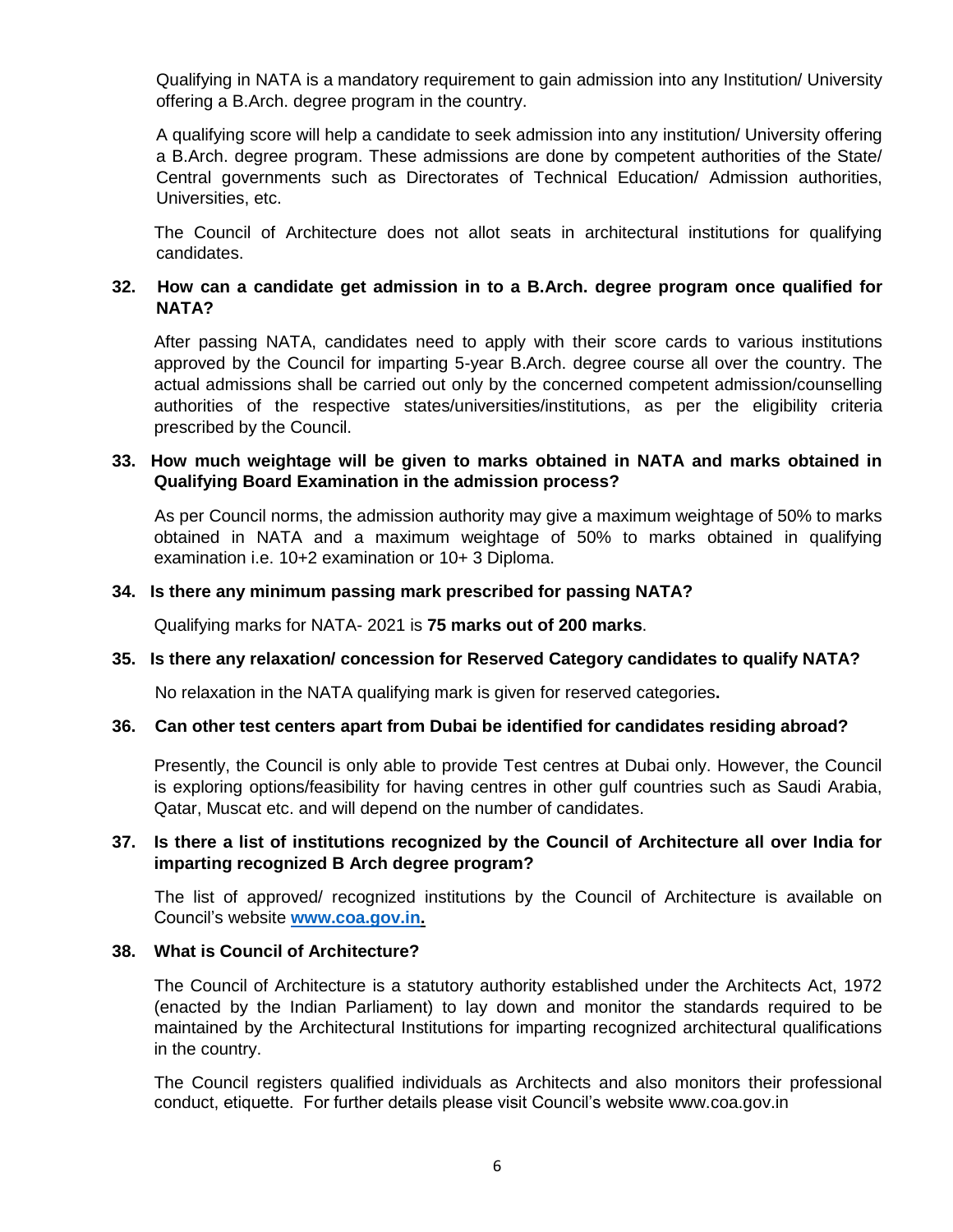Qualifying in NATA is a mandatory requirement to gain admission into any Institution/ University offering a B.Arch. degree program in the country.

A qualifying score will help a candidate to seek admission into any institution/ University offering a B.Arch. degree program. These admissions are done by competent authorities of the State/ Central governments such as Directorates of Technical Education/ Admission authorities, Universities, etc.

The Council of Architecture does not allot seats in architectural institutions for qualifying candidates.

**32. How can a candidate get admission in to a B.Arch. degree program once qualified for NATA?**

After passing NATA, candidates need to apply with their score cards to various institutions approved by the Council for imparting 5-year B.Arch. degree course all over the country. The actual admissions shall be carried out only by the concerned competent admission/counselling authorities of the respective states/universities/institutions, as per the eligibility criteria prescribed by the Council.

**33. How much weightage will be given to marks obtained in NATA and marks obtained in Qualifying Board Examination in the admission process?**

As per Council norms, the admission authority may give a maximum weightage of 50% to marks obtained in NATA and a maximum weightage of 50% to marks obtained in qualifying examination i.e. 10+2 examination or 10+ 3 Diploma.

**34. Is there any minimum passing mark prescribed for passing NATA?**

Qualifying marks for NATA- 2021 is **75 marks out of 200 marks**.

**35. Is there any relaxation/ concession for Reserved Category candidates to qualify NATA?**

No relaxation in the NATA qualifying mark is given for reserved categories**.**

**36. Can other test centers apart from Dubai be identified for candidates residing abroad?**

Presently, the Council is only able to provide Test centres at Dubai only. However, the Council is exploring options/feasibility for having centres in other gulf countries such as Saudi Arabia, Qatar, Muscat etc. and will depend on the number of candidates.

**37. Is there a list of institutions recognized by the Council of Architecture all over India for imparting recognized B Arch degree program?**

The list of approved/ recognized institutions by the Council of Architecture is available on Council's website **[www.coa.gov.in](http://www.coa.gov.in).**

**38. What is Council of Architecture?**

The Council of Architecture is a statutory authority established under the Architects Act, 1972 (enacted by the Indian Parliament) to lay down and monitor the standards required to be maintained by the Architectural Institutions for imparting recognized architectural qualifications in the country.

The Council registers qualified individuals as Architects and also monitors their professional conduct, etiquette. For further details please visit Council's website www.coa.gov.in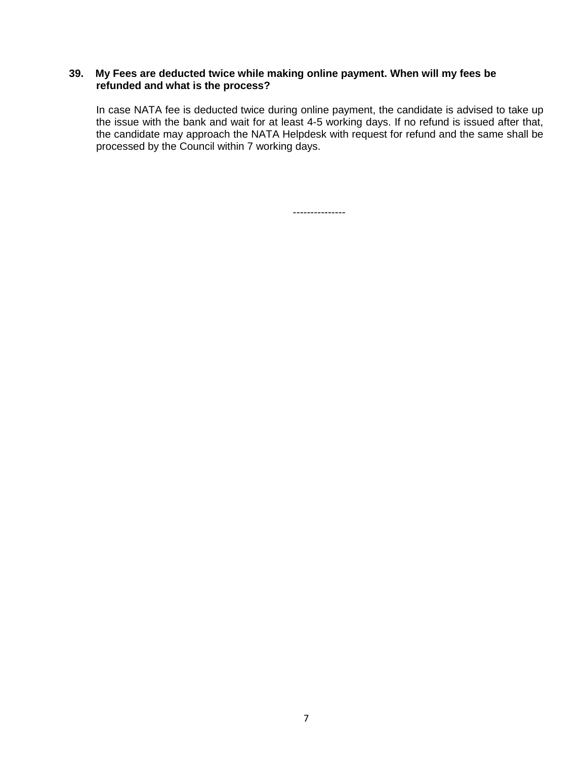**39. My Fees are deducted twice while making online payment. When will my fees be refunded and what is the process?**

In case NATA fee is deducted twice during online payment, the candidate is advised to take up the issue with the bank and wait for at least 4-5 working days. If no refund is issued after that, the candidate may approach the NATA Helpdesk with request for refund and the same shall be processed by the Council within 7 working days.

---------------